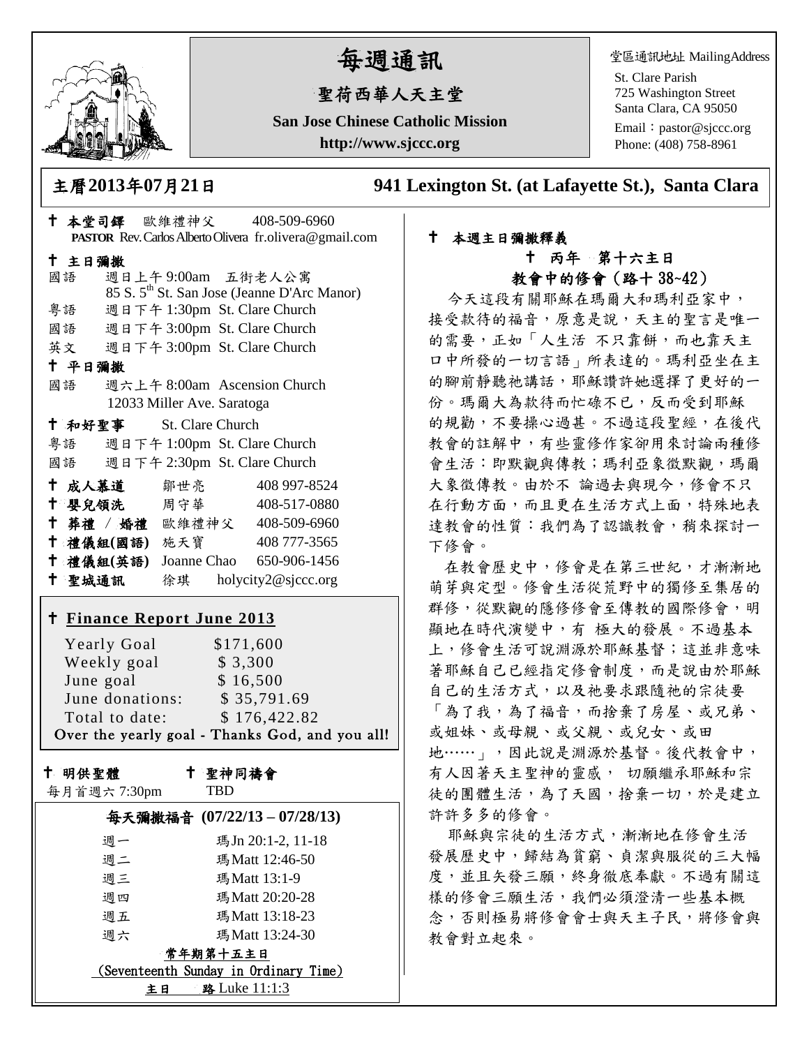# 每週通訊

## 聖荷西華人天主堂

**San Jose Chinese Catholic Mission**

**http://www.sjccc.org**

堂區通訊地址 MailingAddress
St. Clare Parish
725 Washington Street
Santa Clara, CA 95050
Email：pastor@sjccc.org
Phone: (408) 758-8961

**主曆2013年07月21日　　941 Lexington St. (at Lafayette St.), Santa Clara**

✝ **本堂司鐸** 歐維禮神父 408-509-6960
**PASTOR** Rev. Carlos Alberto Olivera fr.olivera@gmail.com

✝ **主日彌撒**
國語 週日上午 9:00am 五街老人公寓
85 S. 5th St. San Jose (Jeanne D'Arc Manor)
粵語 週日下午 1:30pm St. Clare Church
國語 週日下午 3:00pm St. Clare Church
英文 週日下午 3:00pm St. Clare Church

✝ **平日彌撒**
國語 週六上午 8:00am Ascension Church
12033 Miller Ave. Saratoga

✝ **和好聖事** St. Clare Church
粵語 週日下午 1:00pm St. Clare Church
國語 週日下午 2:30pm St. Clare Church

✝ **成人慕道** 鄒世亮 408 997-8524
✝ **嬰兒領洗** 周守華 408-517-0880
✝ **葬禮 / 婚禮** 歐維禮神父 408-509-6960
✝ **禮儀組(國語)** 施天寶 408 777-3565
✝ **禮儀組(英語)** Joanne Chao 650-906-1456
✝ **聖城通訊** 徐琪 holycity2@sjccc.org

### ✝ Finance Report June 2013

| | |
|---|---|
| Yearly Goal | $171,600 |
| Weekly goal | $ 3,300 |
| June goal | $ 16,500 |
| June donations: | $ 35,791.69 |
| Total to date: | $ 176,422.82 |

Over the yearly goal - Thanks God, and you all!

✝ **明供聖體** 每月首週六 7:30pm
✝ **聖神同禱會** TBD

### 每天彌撒福音 (07/22/13 – 07/28/13)

| | |
|---|---|
| 週一 | 瑪 Jn 20:1-2, 11-18 |
| 週二 | 瑪 Matt 12:46-50 |
| 週三 | 瑪 Matt 13:1-9 |
| 週四 | 瑪 Matt 20:20-28 |
| 週五 | 瑪 Matt 13:18-23 |
| 週六 | 瑪 Matt 13:24-30 |

常年期第十五主日
(Seventeenth Sunday in Ordinary Time)
主日 路 Luke 11:1:3

### ✝ 本週主日彌撒釋義

#### ✝ 丙年 第十六主日
#### 教會中的修會（路十 38~42）

今天這段有關耶穌在瑪爾大和瑪利亞家中，接受款待的福音，原意是說，天主的聖言是唯一的需要，正如「人生活 不只靠餅，而也靠天主口中所發的一切言語」所表達的。瑪利亞坐在主的腳前靜聽祂講話，耶穌讚許她選擇了更好的一份。瑪爾大為款待而忙碌不已，反而受到耶穌的規勸，不要操心過甚。不過這段聖經，在後代教會的註解中，有些靈修作家卻用來討論兩種修會生活：即默觀與傳教；瑪利亞象徵默觀，瑪爾大象徵傳教。由於不 論過去與現今，修會不只在行動方面，而且更在生活方式上面，特殊地表達教會的性質：我們為了認識教會，稍來探討一下修會。

在教會歷史中，修會是在第三世紀，才漸漸地萌芽與定型。修會生活從荒野中的獨修至集居的群修，從默觀的隱修修會至傳教的國際修會，明顯地在時代演變中，有 極大的發展。不過基本上，修會生活可說淵源於耶穌基督；這並非意味著耶穌自己已經指定修會制度，而是說由於耶穌自己的生活方式，以及祂要求跟隨祂的宗徒要「為了我，為了福音，而捨棄了房屋、或兄弟、或姐妹、或母親、或父親、或兒女、或田地……」，因此說是淵源於基督。後代教會中，有人因著天主聖神的靈感， 切願繼承耶穌和宗徒的團體生活，為了天國，捨棄一切，於是建立許許多多的修會。

耶穌與宗徒的生活方式，漸漸地在修會生活發展歷史中，歸結為貧窮、貞潔與服從的三大幅度，並且矢發三願，終身徹底奉獻。不過有關這樣的修會三願生活，我們必須澄清一些基本概念，否則極易將修會會士與天主子民，將修會與教會對立起來。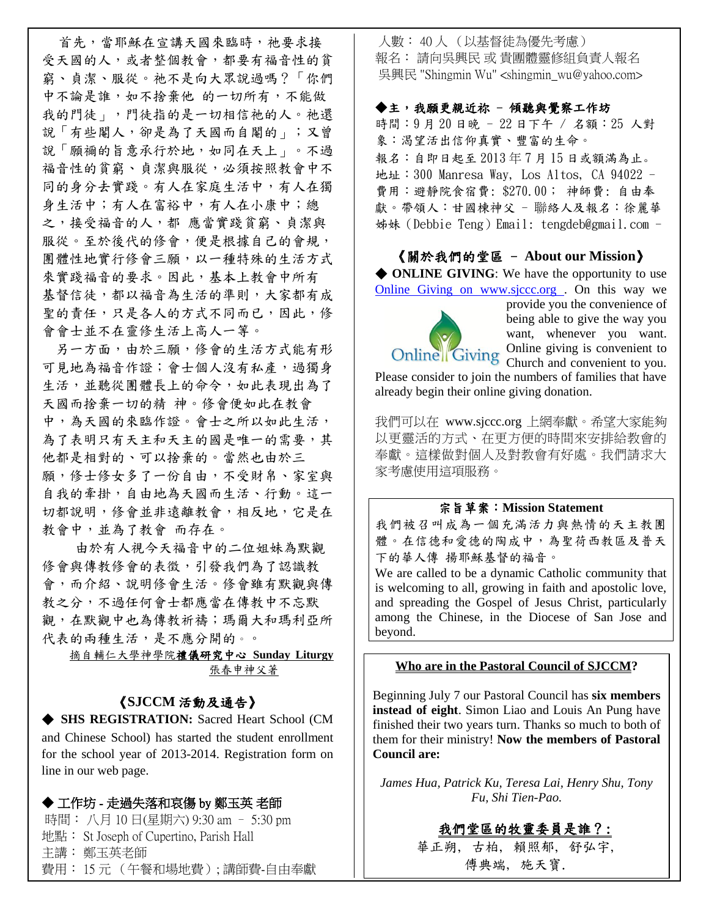首先，當耶穌在宣講天國來臨時，祂要求接受天國的人，或者整個教會，都要有福音性的貧窮、貞潔、服從。祂不是向大眾說過嗎？「你們中不論是誰，如不捨棄他 的一切所有，不能做我的門徒」，門徒指的是一切相信祂的人。祂還說「有些閹人，卻是為了天國而自閹的」；又曾說「願禰的旨意承行於地，如同在天上」。不過福音性的貧窮、貞潔與服從，必須按照教會中不同的身分去實踐。有人在家庭生活中，有人在獨身生活中；有人在富裕中，有人在小康中；總之，接受福音的人，都 應當實踐貧窮、貞潔與服從。至於後代的修會，便是根據自己的會規，團體性地實行修會三願，以一種特殊的生活方式來實踐福音的要求。因此，基本上教會中所有基督信徒，都以福音為生活的準則，大家都有成聖的責任，只是各人的方式不同而已，因此，修會會士並不在靈修生活上高人一等。

另一方面，由於三願，修會的生活方式能有形可見地為福音作證；會士個人沒有私產，過獨身生活，並聽從團體長上的命令，如此表現出為了天國而捨棄一切的精 神。修會便如此在教會中，為天國的來臨作證。會士之所以如此生活，為了表明只有天主和天主的國是唯一的需要，其他都是相對的、可以捨棄的。當然也由於三願，修士修女多了一份自由，不受財帛、家室與自我的牽掛，自由地為天國而生活、行動。這一切都說明，修會並非遠離教會，相反地，它是在教會中，並為了教會 而存在。

由於有人視今天福音中的二位姐妹為默觀修會與傳教修會的表徵，引發我們為了認識教會，而介紹、說明修會生活。修會雖有默觀與傳教之分，不過任何會士都應當在傳教中不忘默觀，在默觀中也為傳教祈禱；瑪爾大和瑪利亞所代表的兩種生活，是不應分開的。。

摘自輔仁大學神學院**禮儀研究中心 Sunday Liturgy** 張春申神父著

## 《SJCCM 活動及通告》

◆ **SHS REGISTRATION:** Sacred Heart School (CM and Chinese School) has started the student enrollment for the school year of 2013-2014. Registration form on line in our web page.

### ◆ 工作坊 - 走過失落和哀傷 by 鄭玉英 老師

時間： 八月 10 日(星期六) 9:30 am – 5:30 pm
地點： St Joseph of Cupertino, Parish Hall
主講： 鄭玉英老師
費用： 15 元 （午餐和場地費）; 講師費-自由奉獻
人數： 40 人 （以基督徒為優先考慮）
報名： 請向吳興民 或 貴團體靈修組負責人報名
吳興民 "Shingmin Wu" <shingmin_wu@yahoo.com>

### ◆主，我願更親近祢 – 傾聽與覺察工作坊

時間：9 月 20 日晚 – 22 日下午 / 名額：25 人對象：渴望活出信仰真實、豐富的生命。
報名：自即日起至 2013 年 7 月 15 日或額滿為止。
地址：300 Manresa Way, Los Altos, CA 94022 –
費用：避靜院食宿費: $270.00； 神師費: 自由奉獻。帶領人：甘國棟神父 – 聯絡人及報名：徐麗華姊妹（Debbie Teng）Email: tengdeb@gmail.com –

## 《關於我們的堂區 – About our Mission》

◆ **ONLINE GIVING**: We have the opportunity to use Online Giving on www.sjccc.org . On this way we provide you the convenience of being able to give the way you want, whenever you want. Online giving is convenient to Church and convenient to you. Please consider to join the numbers of families that have already begin their online giving donation.

我們可以在 www.sjccc.org 上網奉獻。希望大家能夠以更靈活的方式、在更方便的時間來安排給教會的奉獻。這樣做對個人及對教會有好處。我們請求大家考慮使用這項服務。

### 宗旨草案：Mission Statement

我們被召叫成為一個充滿活力與熱情的天主教團體。在信德和愛德的陶成中，為聖荷西教區及普天下的華人傳 揚耶穌基督的福音。

We are called to be a dynamic Catholic community that is welcoming to all, growing in faith and apostolic love, and spreading the Gospel of Jesus Christ, particularly among the Chinese, in the Diocese of San Jose and beyond.

### Who are in the Pastoral Council of SJCCM?

Beginning July 7 our Pastoral Council has **six members instead of eight**. Simon Liao and Louis An Pung have finished their two years turn. Thanks so much to both of them for their ministry! **Now the members of Pastoral Council are:**

*James Hua, Patrick Ku, Teresa Lai, Henry Shu, Tony Fu, Shi Tien-Pao.*

### 我們堂區的牧靈委員是誰？:

華正朔, 古柏, 賴照郁, 舒弘宇, 傅典端, 施天寶.